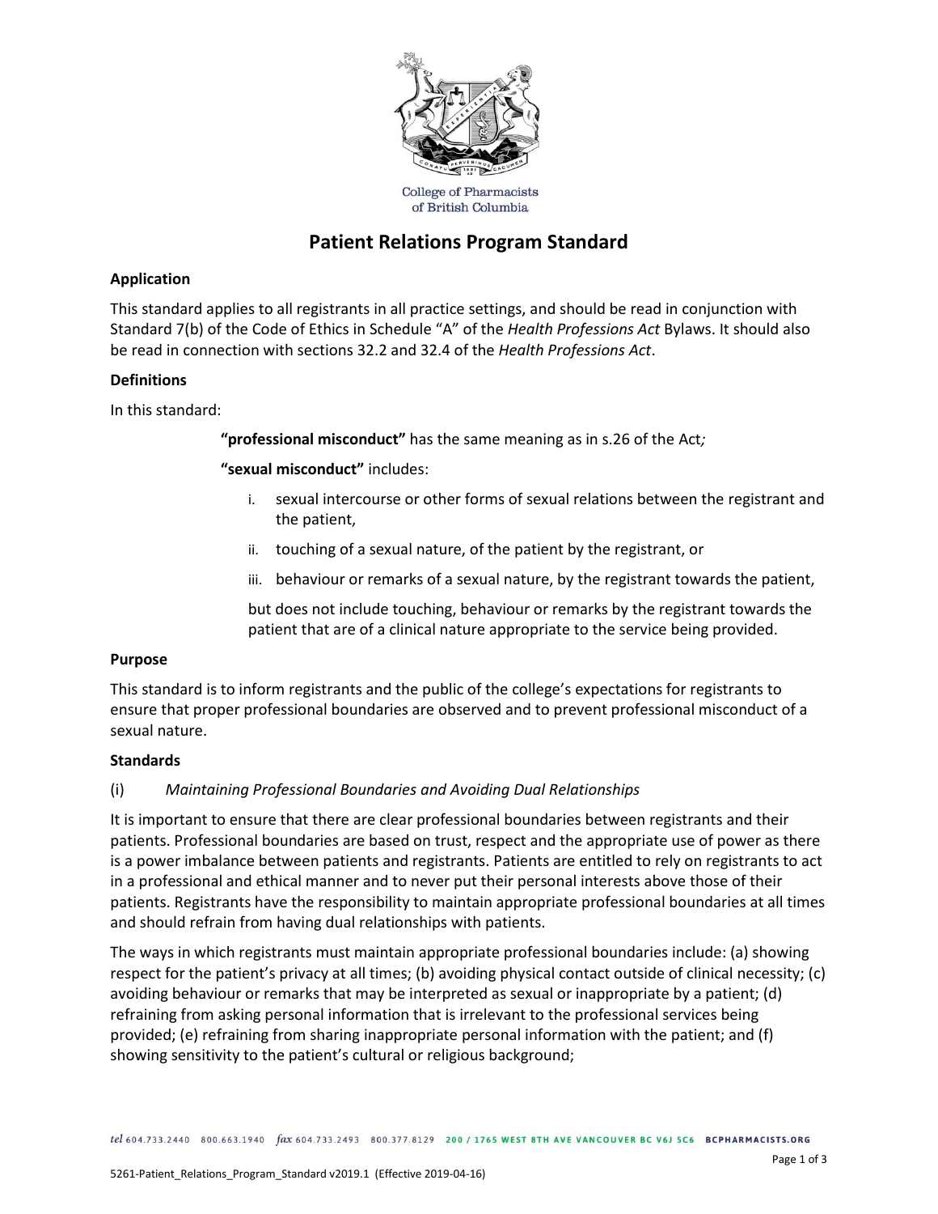College of Pharmacists of British Columbia

# Patient Relations Program Standard

## Application

This standard applies to all registrants in all practice settings, and should be read in conjunction with Standard 7(b) of the Code of Ethics in Schedule "A" of the *Health Professions Act* Bylaws. It should also be read in connection with sections 32.2 and 32.4 of the *Health Professions Act*.

## Definitions

In this standard:

> **"professional misconduct"** has the same meaning as in s.26 of the Act*;*
>
> **"sexual misconduct"** includes:
>
> i. sexual intercourse or other forms of sexual relations between the registrant and the patient,
>
> ii. touching of a sexual nature, of the patient by the registrant, or
>
> iii. behaviour or remarks of a sexual nature, by the registrant towards the patient,
>
> but does not include touching, behaviour or remarks by the registrant towards the patient that are of a clinical nature appropriate to the service being provided.

## Purpose

This standard is to inform registrants and the public of the college's expectations for registrants to ensure that proper professional boundaries are observed and to prevent professional misconduct of a sexual nature.

## Standards

### (i) *Maintaining Professional Boundaries and Avoiding Dual Relationships*

It is important to ensure that there are clear professional boundaries between registrants and their patients. Professional boundaries are based on trust, respect and the appropriate use of power as there is a power imbalance between patients and registrants. Patients are entitled to rely on registrants to act in a professional and ethical manner and to never put their personal interests above those of their patients. Registrants have the responsibility to maintain appropriate professional boundaries at all times and should refrain from having dual relationships with patients.

The ways in which registrants must maintain appropriate professional boundaries include: (a) showing respect for the patient's privacy at all times; (b) avoiding physical contact outside of clinical necessity; (c) avoiding behaviour or remarks that may be interpreted as sexual or inappropriate by a patient; (d) refraining from asking personal information that is irrelevant to the professional services being provided; (e) refraining from sharing inappropriate personal information with the patient; and (f) showing sensitivity to the patient's cultural or religious background;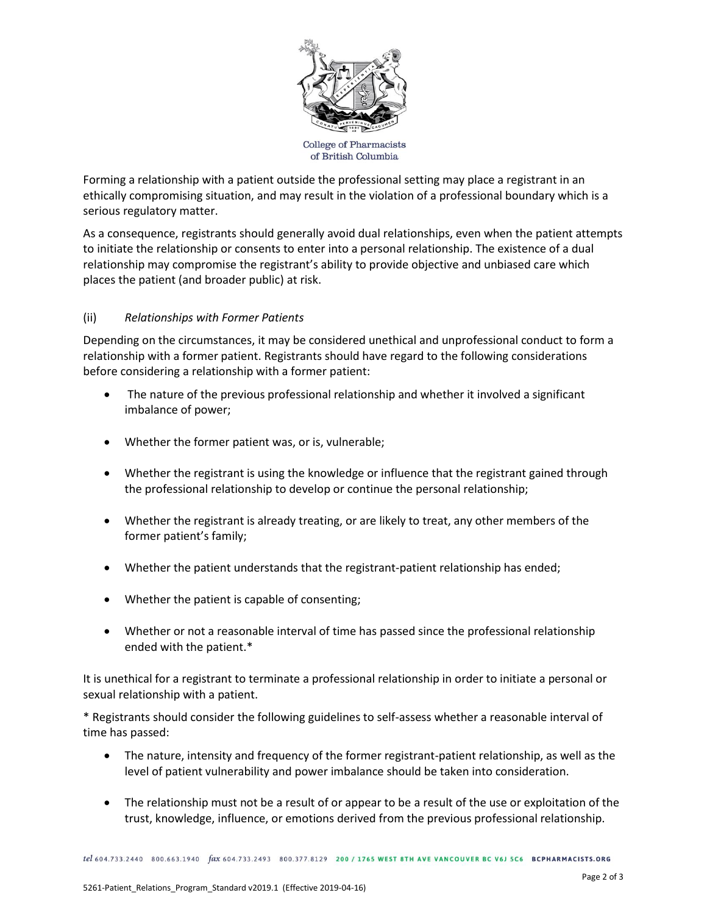Forming a relationship with a patient outside the professional setting may place a registrant in an ethically compromising situation, and may result in the violation of a professional boundary which is a serious regulatory matter.

As a consequence, registrants should generally avoid dual relationships, even when the patient attempts to initiate the relationship or consents to enter into a personal relationship. The existence of a dual relationship may compromise the registrant's ability to provide objective and unbiased care which places the patient (and broader public) at risk.

(ii) *Relationships with Former Patients*

Depending on the circumstances, it may be considered unethical and unprofessional conduct to form a relationship with a former patient. Registrants should have regard to the following considerations before considering a relationship with a former patient:

- The nature of the previous professional relationship and whether it involved a significant imbalance of power;
- Whether the former patient was, or is, vulnerable;
- Whether the registrant is using the knowledge or influence that the registrant gained through the professional relationship to develop or continue the personal relationship;
- Whether the registrant is already treating, or are likely to treat, any other members of the former patient's family;
- Whether the patient understands that the registrant-patient relationship has ended;
- Whether the patient is capable of consenting;
- Whether or not a reasonable interval of time has passed since the professional relationship ended with the patient.*

It is unethical for a registrant to terminate a professional relationship in order to initiate a personal or sexual relationship with a patient.

* Registrants should consider the following guidelines to self-assess whether a reasonable interval of time has passed:

- The nature, intensity and frequency of the former registrant-patient relationship, as well as the level of patient vulnerability and power imbalance should be taken into consideration.
- The relationship must not be a result of or appear to be a result of the use or exploitation of the trust, knowledge, influence, or emotions derived from the previous professional relationship.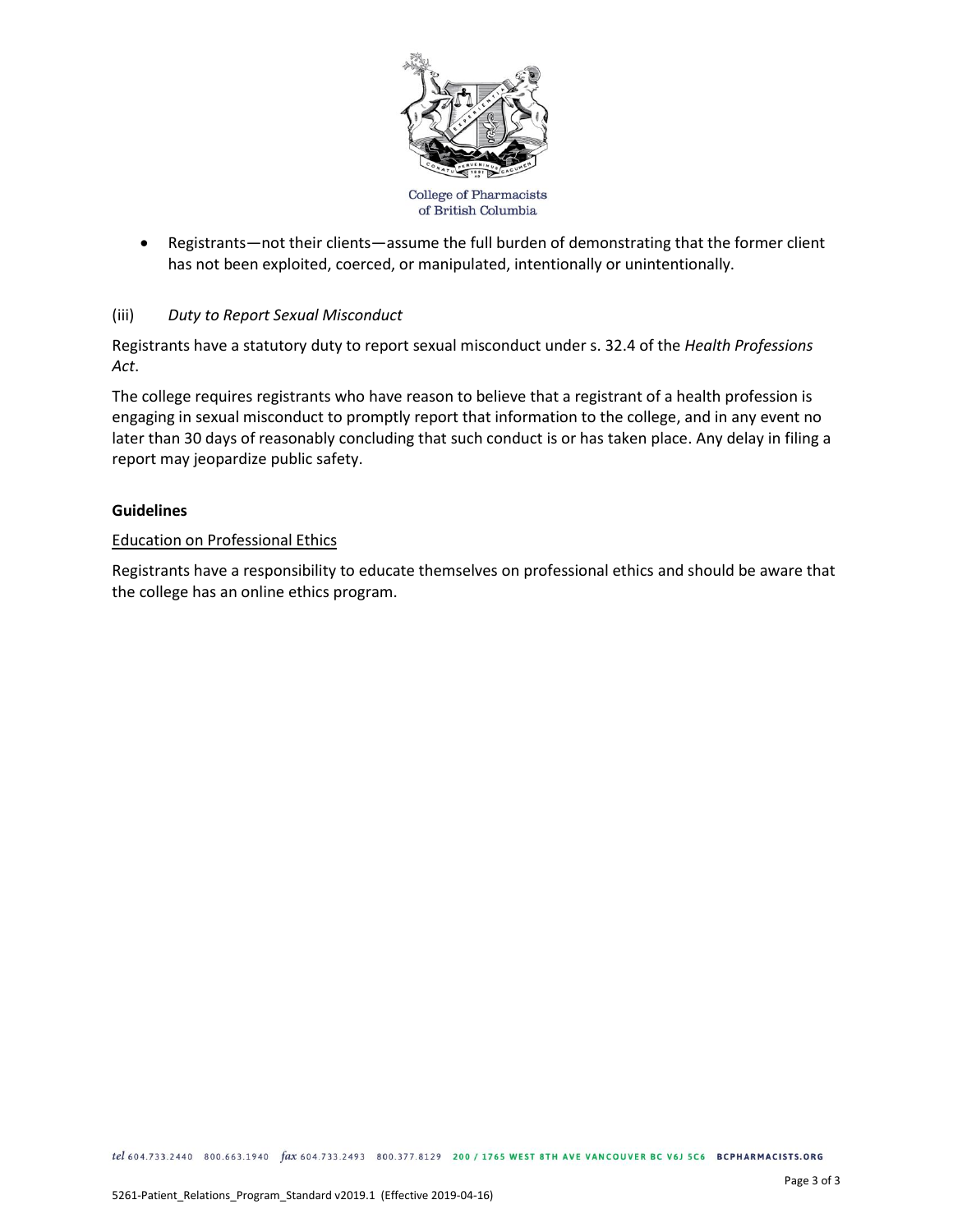- Registrants—not their clients—assume the full burden of demonstrating that the former client has not been exploited, coerced, or manipulated, intentionally or unintentionally.

(iii) *Duty to Report Sexual Misconduct*

Registrants have a statutory duty to report sexual misconduct under s. 32.4 of the *Health Professions Act*.

The college requires registrants who have reason to believe that a registrant of a health profession is engaging in sexual misconduct to promptly report that information to the college, and in any event no later than 30 days of reasonably concluding that such conduct is or has taken place. Any delay in filing a report may jeopardize public safety.

**Guidelines**

Education on Professional Ethics

Registrants have a responsibility to educate themselves on professional ethics and should be aware that the college has an online ethics program.